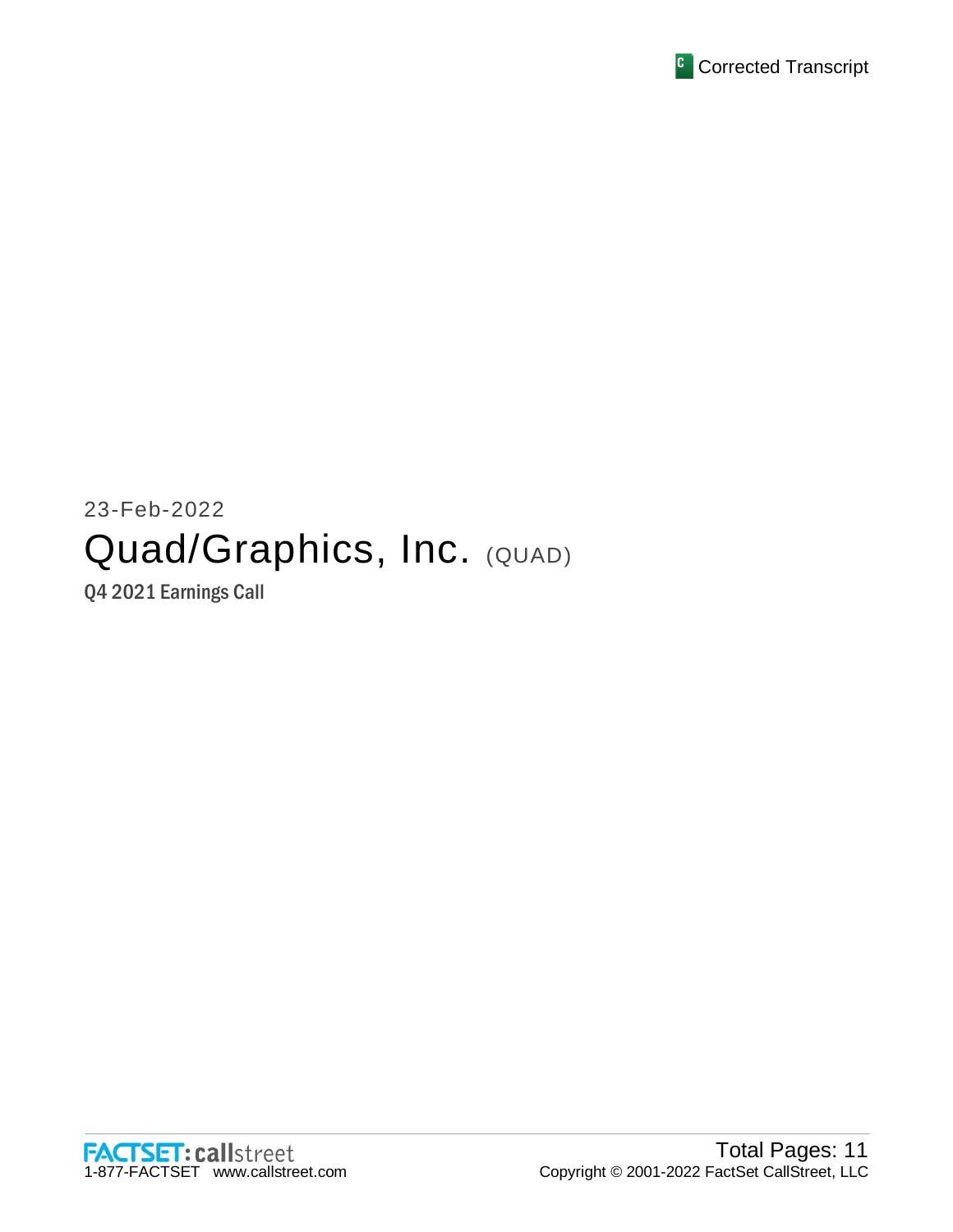Corrected Transcript

23-Feb-2022

# Quad/Graphics, Inc. (QUAD)

## Q4 2021 Earnings Call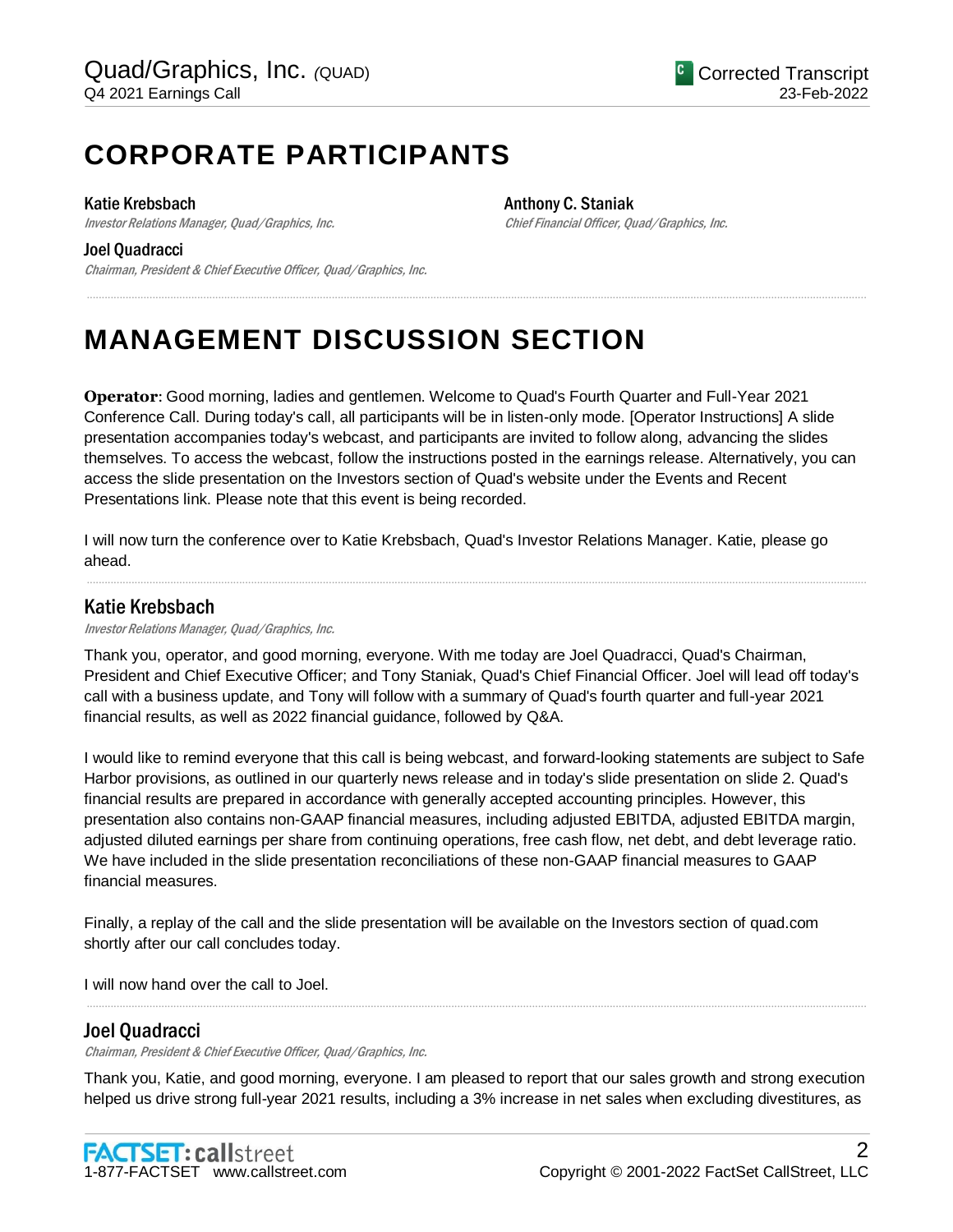# CORPORATE PARTICIPANTS

**Katie Krebsbach**
*Investor Relations Manager, Quad/Graphics, Inc.*

**Joel Quadracci**
*Chairman, President & Chief Executive Officer, Quad/Graphics, Inc.*

**Anthony C. Staniak**
*Chief Financial Officer, Quad/Graphics, Inc.*

# MANAGEMENT DISCUSSION SECTION

**Operator**: Good morning, ladies and gentlemen. Welcome to Quad's Fourth Quarter and Full-Year 2021 Conference Call. During today's call, all participants will be in listen-only mode. [Operator Instructions] A slide presentation accompanies today's webcast, and participants are invited to follow along, advancing the slides themselves. To access the webcast, follow the instructions posted in the earnings release. Alternatively, you can access the slide presentation on the Investors section of Quad's website under the Events and Recent Presentations link. Please note that this event is being recorded.

I will now turn the conference over to Katie Krebsbach, Quad's Investor Relations Manager. Katie, please go ahead.

## Katie Krebsbach

*Investor Relations Manager, Quad/Graphics, Inc.*

Thank you, operator, and good morning, everyone. With me today are Joel Quadracci, Quad's Chairman, President and Chief Executive Officer; and Tony Staniak, Quad's Chief Financial Officer. Joel will lead off today's call with a business update, and Tony will follow with a summary of Quad's fourth quarter and full-year 2021 financial results, as well as 2022 financial guidance, followed by Q&A.

I would like to remind everyone that this call is being webcast, and forward-looking statements are subject to Safe Harbor provisions, as outlined in our quarterly news release and in today's slide presentation on slide 2. Quad's financial results are prepared in accordance with generally accepted accounting principles. However, this presentation also contains non-GAAP financial measures, including adjusted EBITDA, adjusted EBITDA margin, adjusted diluted earnings per share from continuing operations, free cash flow, net debt, and debt leverage ratio. We have included in the slide presentation reconciliations of these non-GAAP financial measures to GAAP financial measures.

Finally, a replay of the call and the slide presentation will be available on the Investors section of quad.com shortly after our call concludes today.

I will now hand over the call to Joel.

## Joel Quadracci

*Chairman, President & Chief Executive Officer, Quad/Graphics, Inc.*

Thank you, Katie, and good morning, everyone. I am pleased to report that our sales growth and strong execution helped us drive strong full-year 2021 results, including a 3% increase in net sales when excluding divestitures, as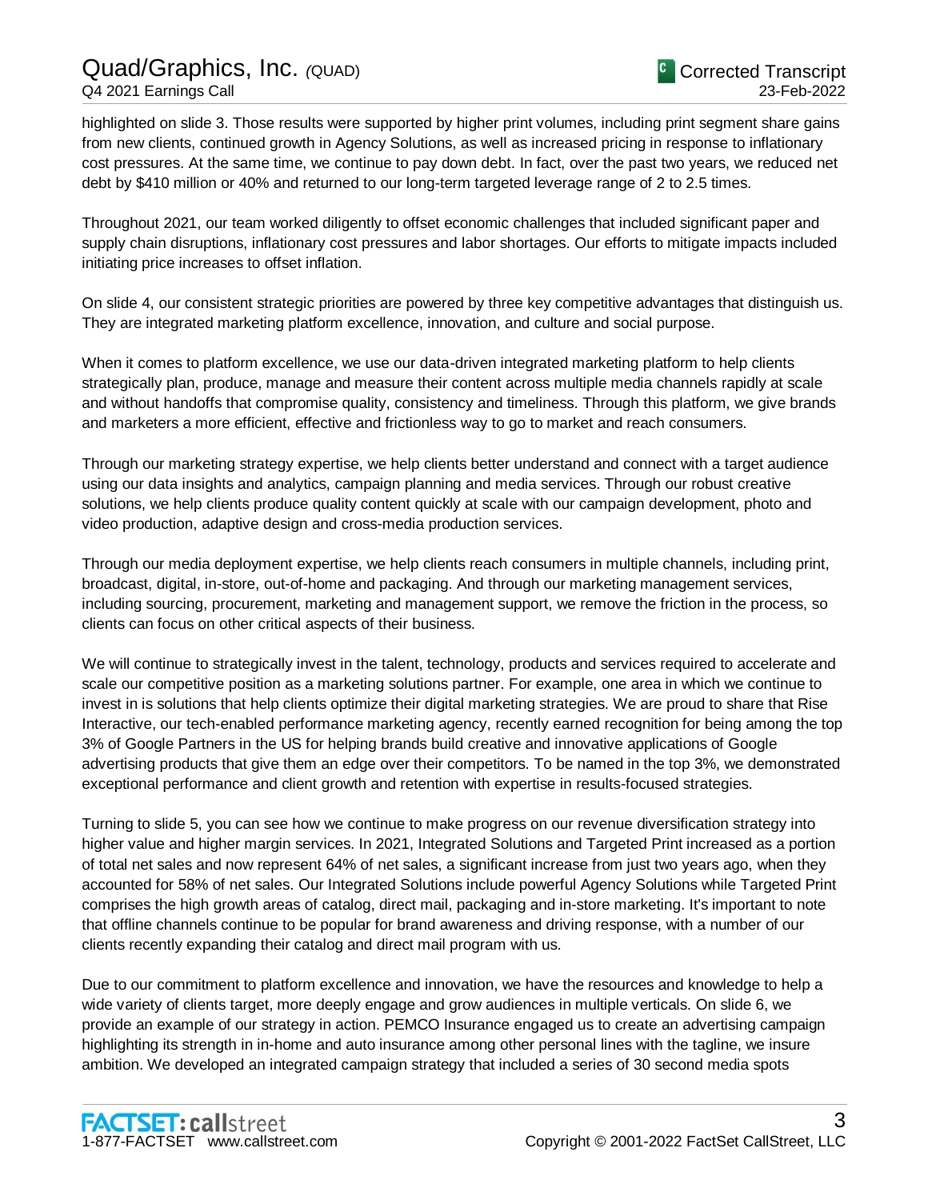highlighted on slide 3. Those results were supported by higher print volumes, including print segment share gains from new clients, continued growth in Agency Solutions, as well as increased pricing in response to inflationary cost pressures. At the same time, we continue to pay down debt. In fact, over the past two years, we reduced net debt by $410 million or 40% and returned to our long-term targeted leverage range of 2 to 2.5 times.

Throughout 2021, our team worked diligently to offset economic challenges that included significant paper and supply chain disruptions, inflationary cost pressures and labor shortages. Our efforts to mitigate impacts included initiating price increases to offset inflation.

On slide 4, our consistent strategic priorities are powered by three key competitive advantages that distinguish us. They are integrated marketing platform excellence, innovation, and culture and social purpose.

When it comes to platform excellence, we use our data-driven integrated marketing platform to help clients strategically plan, produce, manage and measure their content across multiple media channels rapidly at scale and without handoffs that compromise quality, consistency and timeliness. Through this platform, we give brands and marketers a more efficient, effective and frictionless way to go to market and reach consumers.

Through our marketing strategy expertise, we help clients better understand and connect with a target audience using our data insights and analytics, campaign planning and media services. Through our robust creative solutions, we help clients produce quality content quickly at scale with our campaign development, photo and video production, adaptive design and cross-media production services.

Through our media deployment expertise, we help clients reach consumers in multiple channels, including print, broadcast, digital, in-store, out-of-home and packaging. And through our marketing management services, including sourcing, procurement, marketing and management support, we remove the friction in the process, so clients can focus on other critical aspects of their business.

We will continue to strategically invest in the talent, technology, products and services required to accelerate and scale our competitive position as a marketing solutions partner. For example, one area in which we continue to invest in is solutions that help clients optimize their digital marketing strategies. We are proud to share that Rise Interactive, our tech-enabled performance marketing agency, recently earned recognition for being among the top 3% of Google Partners in the US for helping brands build creative and innovative applications of Google advertising products that give them an edge over their competitors. To be named in the top 3%, we demonstrated exceptional performance and client growth and retention with expertise in results-focused strategies.

Turning to slide 5, you can see how we continue to make progress on our revenue diversification strategy into higher value and higher margin services. In 2021, Integrated Solutions and Targeted Print increased as a portion of total net sales and now represent 64% of net sales, a significant increase from just two years ago, when they accounted for 58% of net sales. Our Integrated Solutions include powerful Agency Solutions while Targeted Print comprises the high growth areas of catalog, direct mail, packaging and in-store marketing. It's important to note that offline channels continue to be popular for brand awareness and driving response, with a number of our clients recently expanding their catalog and direct mail program with us.

Due to our commitment to platform excellence and innovation, we have the resources and knowledge to help a wide variety of clients target, more deeply engage and grow audiences in multiple verticals. On slide 6, we provide an example of our strategy in action. PEMCO Insurance engaged us to create an advertising campaign highlighting its strength in in-home and auto insurance among other personal lines with the tagline, we insure ambition. We developed an integrated campaign strategy that included a series of 30 second media spots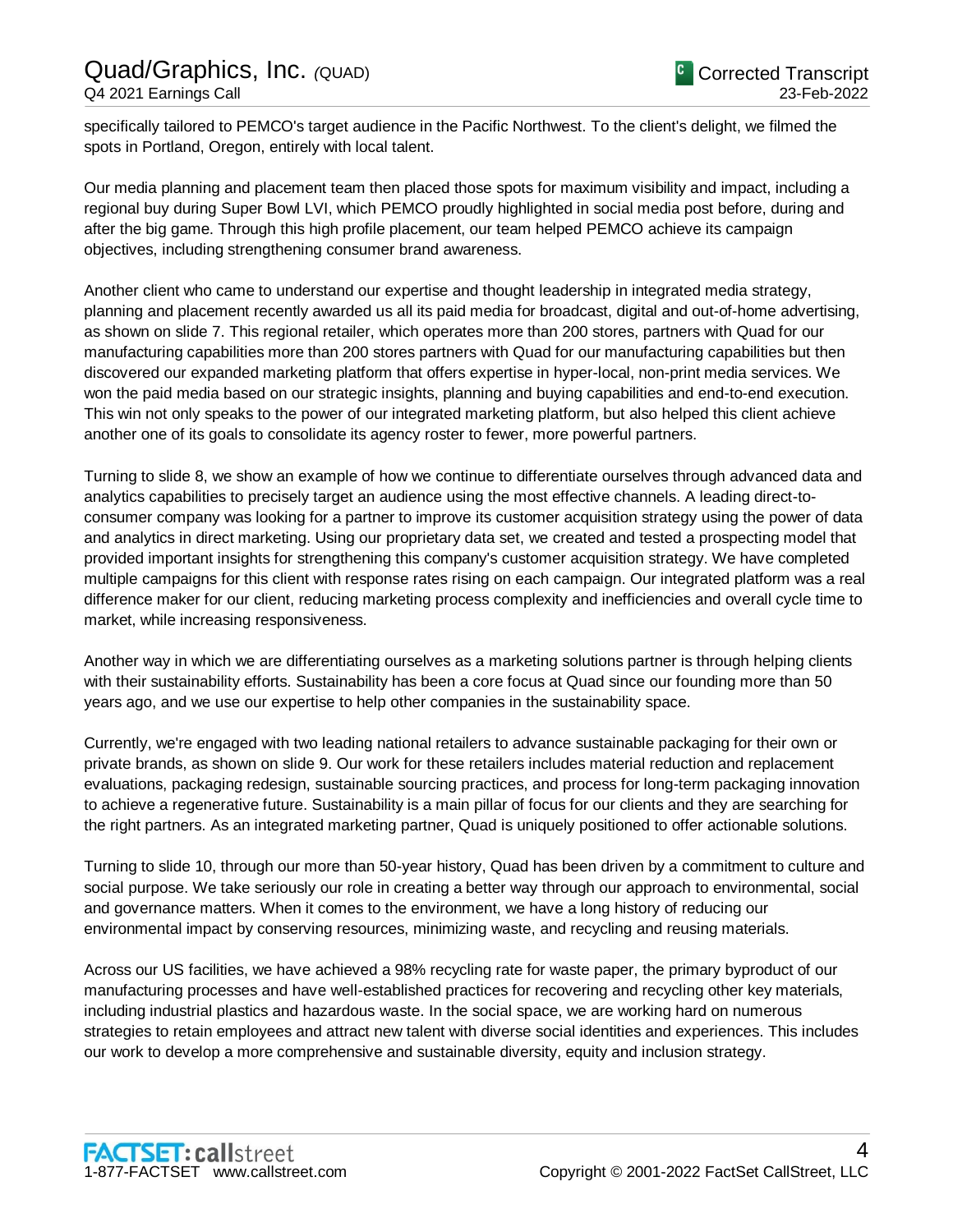specifically tailored to PEMCO's target audience in the Pacific Northwest. To the client's delight, we filmed the spots in Portland, Oregon, entirely with local talent.

Our media planning and placement team then placed those spots for maximum visibility and impact, including a regional buy during Super Bowl LVI, which PEMCO proudly highlighted in social media post before, during and after the big game. Through this high profile placement, our team helped PEMCO achieve its campaign objectives, including strengthening consumer brand awareness.

Another client who came to understand our expertise and thought leadership in integrated media strategy, planning and placement recently awarded us all its paid media for broadcast, digital and out-of-home advertising, as shown on slide 7. This regional retailer, which operates more than 200 stores, partners with Quad for our manufacturing capabilities more than 200 stores partners with Quad for our manufacturing capabilities but then discovered our expanded marketing platform that offers expertise in hyper-local, non-print media services. We won the paid media based on our strategic insights, planning and buying capabilities and end-to-end execution. This win not only speaks to the power of our integrated marketing platform, but also helped this client achieve another one of its goals to consolidate its agency roster to fewer, more powerful partners.

Turning to slide 8, we show an example of how we continue to differentiate ourselves through advanced data and analytics capabilities to precisely target an audience using the most effective channels. A leading direct-to-consumer company was looking for a partner to improve its customer acquisition strategy using the power of data and analytics in direct marketing. Using our proprietary data set, we created and tested a prospecting model that provided important insights for strengthening this company's customer acquisition strategy. We have completed multiple campaigns for this client with response rates rising on each campaign. Our integrated platform was a real difference maker for our client, reducing marketing process complexity and inefficiencies and overall cycle time to market, while increasing responsiveness.

Another way in which we are differentiating ourselves as a marketing solutions partner is through helping clients with their sustainability efforts. Sustainability has been a core focus at Quad since our founding more than 50 years ago, and we use our expertise to help other companies in the sustainability space.

Currently, we're engaged with two leading national retailers to advance sustainable packaging for their own or private brands, as shown on slide 9. Our work for these retailers includes material reduction and replacement evaluations, packaging redesign, sustainable sourcing practices, and process for long-term packaging innovation to achieve a regenerative future. Sustainability is a main pillar of focus for our clients and they are searching for the right partners. As an integrated marketing partner, Quad is uniquely positioned to offer actionable solutions.

Turning to slide 10, through our more than 50-year history, Quad has been driven by a commitment to culture and social purpose. We take seriously our role in creating a better way through our approach to environmental, social and governance matters. When it comes to the environment, we have a long history of reducing our environmental impact by conserving resources, minimizing waste, and recycling and reusing materials.

Across our US facilities, we have achieved a 98% recycling rate for waste paper, the primary byproduct of our manufacturing processes and have well-established practices for recovering and recycling other key materials, including industrial plastics and hazardous waste. In the social space, we are working hard on numerous strategies to retain employees and attract new talent with diverse social identities and experiences. This includes our work to develop a more comprehensive and sustainable diversity, equity and inclusion strategy.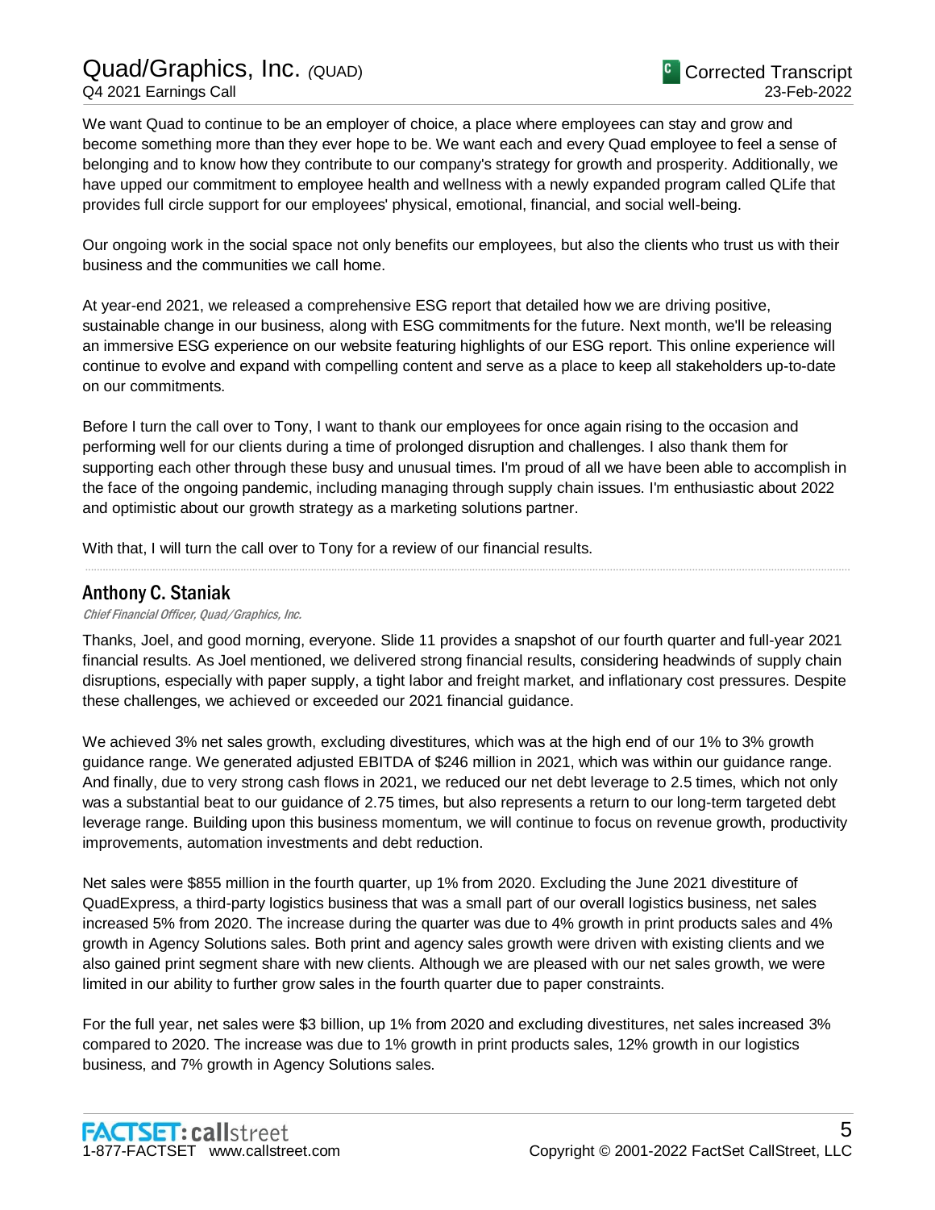We want Quad to continue to be an employer of choice, a place where employees can stay and grow and become something more than they ever hope to be. We want each and every Quad employee to feel a sense of belonging and to know how they contribute to our company's strategy for growth and prosperity. Additionally, we have upped our commitment to employee health and wellness with a newly expanded program called QLife that provides full circle support for our employees' physical, emotional, financial, and social well-being.

Our ongoing work in the social space not only benefits our employees, but also the clients who trust us with their business and the communities we call home.

At year-end 2021, we released a comprehensive ESG report that detailed how we are driving positive, sustainable change in our business, along with ESG commitments for the future. Next month, we'll be releasing an immersive ESG experience on our website featuring highlights of our ESG report. This online experience will continue to evolve and expand with compelling content and serve as a place to keep all stakeholders up-to-date on our commitments.

Before I turn the call over to Tony, I want to thank our employees for once again rising to the occasion and performing well for our clients during a time of prolonged disruption and challenges. I also thank them for supporting each other through these busy and unusual times. I'm proud of all we have been able to accomplish in the face of the ongoing pandemic, including managing through supply chain issues. I'm enthusiastic about 2022 and optimistic about our growth strategy as a marketing solutions partner.

With that, I will turn the call over to Tony for a review of our financial results.

## Anthony C. Staniak

*Chief Financial Officer, Quad/Graphics, Inc.*

Thanks, Joel, and good morning, everyone. Slide 11 provides a snapshot of our fourth quarter and full-year 2021 financial results. As Joel mentioned, we delivered strong financial results, considering headwinds of supply chain disruptions, especially with paper supply, a tight labor and freight market, and inflationary cost pressures. Despite these challenges, we achieved or exceeded our 2021 financial guidance.

We achieved 3% net sales growth, excluding divestitures, which was at the high end of our 1% to 3% growth guidance range. We generated adjusted EBITDA of $246 million in 2021, which was within our guidance range. And finally, due to very strong cash flows in 2021, we reduced our net debt leverage to 2.5 times, which not only was a substantial beat to our guidance of 2.75 times, but also represents a return to our long-term targeted debt leverage range. Building upon this business momentum, we will continue to focus on revenue growth, productivity improvements, automation investments and debt reduction.

Net sales were $855 million in the fourth quarter, up 1% from 2020. Excluding the June 2021 divestiture of QuadExpress, a third-party logistics business that was a small part of our overall logistics business, net sales increased 5% from 2020. The increase during the quarter was due to 4% growth in print products sales and 4% growth in Agency Solutions sales. Both print and agency sales growth were driven with existing clients and we also gained print segment share with new clients. Although we are pleased with our net sales growth, we were limited in our ability to further grow sales in the fourth quarter due to paper constraints.

For the full year, net sales were $3 billion, up 1% from 2020 and excluding divestitures, net sales increased 3% compared to 2020. The increase was due to 1% growth in print products sales, 12% growth in our logistics business, and 7% growth in Agency Solutions sales.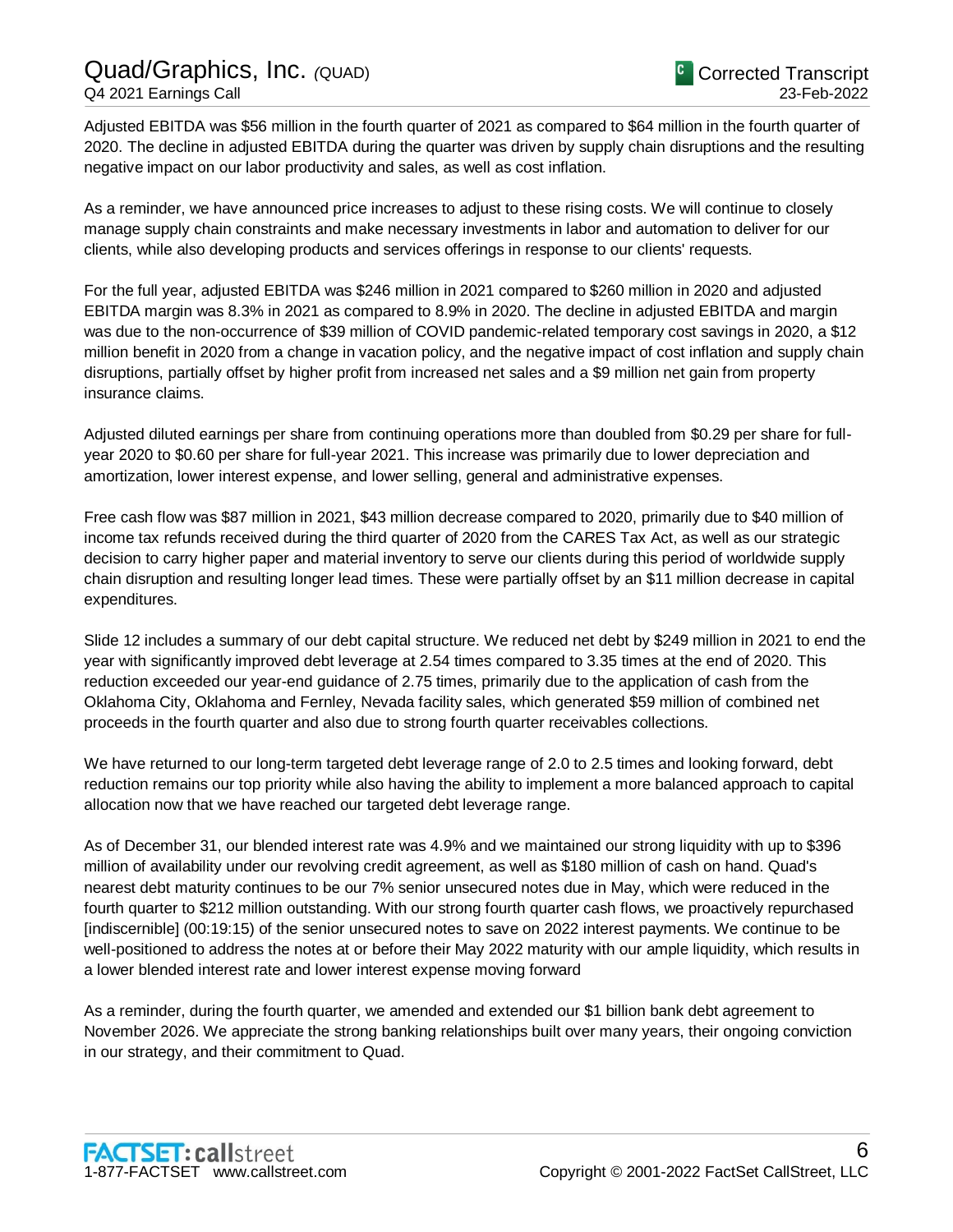Adjusted EBITDA was $56 million in the fourth quarter of 2021 as compared to $64 million in the fourth quarter of 2020. The decline in adjusted EBITDA during the quarter was driven by supply chain disruptions and the resulting negative impact on our labor productivity and sales, as well as cost inflation.

As a reminder, we have announced price increases to adjust to these rising costs. We will continue to closely manage supply chain constraints and make necessary investments in labor and automation to deliver for our clients, while also developing products and services offerings in response to our clients' requests.

For the full year, adjusted EBITDA was $246 million in 2021 compared to $260 million in 2020 and adjusted EBITDA margin was 8.3% in 2021 as compared to 8.9% in 2020. The decline in adjusted EBITDA and margin was due to the non-occurrence of $39 million of COVID pandemic-related temporary cost savings in 2020, a $12 million benefit in 2020 from a change in vacation policy, and the negative impact of cost inflation and supply chain disruptions, partially offset by higher profit from increased net sales and a $9 million net gain from property insurance claims.

Adjusted diluted earnings per share from continuing operations more than doubled from $0.29 per share for full-year 2020 to $0.60 per share for full-year 2021. This increase was primarily due to lower depreciation and amortization, lower interest expense, and lower selling, general and administrative expenses.

Free cash flow was $87 million in 2021, $43 million decrease compared to 2020, primarily due to $40 million of income tax refunds received during the third quarter of 2020 from the CARES Tax Act, as well as our strategic decision to carry higher paper and material inventory to serve our clients during this period of worldwide supply chain disruption and resulting longer lead times. These were partially offset by an $11 million decrease in capital expenditures.

Slide 12 includes a summary of our debt capital structure. We reduced net debt by $249 million in 2021 to end the year with significantly improved debt leverage at 2.54 times compared to 3.35 times at the end of 2020. This reduction exceeded our year-end guidance of 2.75 times, primarily due to the application of cash from the Oklahoma City, Oklahoma and Fernley, Nevada facility sales, which generated $59 million of combined net proceeds in the fourth quarter and also due to strong fourth quarter receivables collections.

We have returned to our long-term targeted debt leverage range of 2.0 to 2.5 times and looking forward, debt reduction remains our top priority while also having the ability to implement a more balanced approach to capital allocation now that we have reached our targeted debt leverage range.

As of December 31, our blended interest rate was 4.9% and we maintained our strong liquidity with up to $396 million of availability under our revolving credit agreement, as well as $180 million of cash on hand. Quad's nearest debt maturity continues to be our 7% senior unsecured notes due in May, which were reduced in the fourth quarter to $212 million outstanding. With our strong fourth quarter cash flows, we proactively repurchased [indiscernible] (00:19:15) of the senior unsecured notes to save on 2022 interest payments. We continue to be well-positioned to address the notes at or before their May 2022 maturity with our ample liquidity, which results in a lower blended interest rate and lower interest expense moving forward

As a reminder, during the fourth quarter, we amended and extended our $1 billion bank debt agreement to November 2026. We appreciate the strong banking relationships built over many years, their ongoing conviction in our strategy, and their commitment to Quad.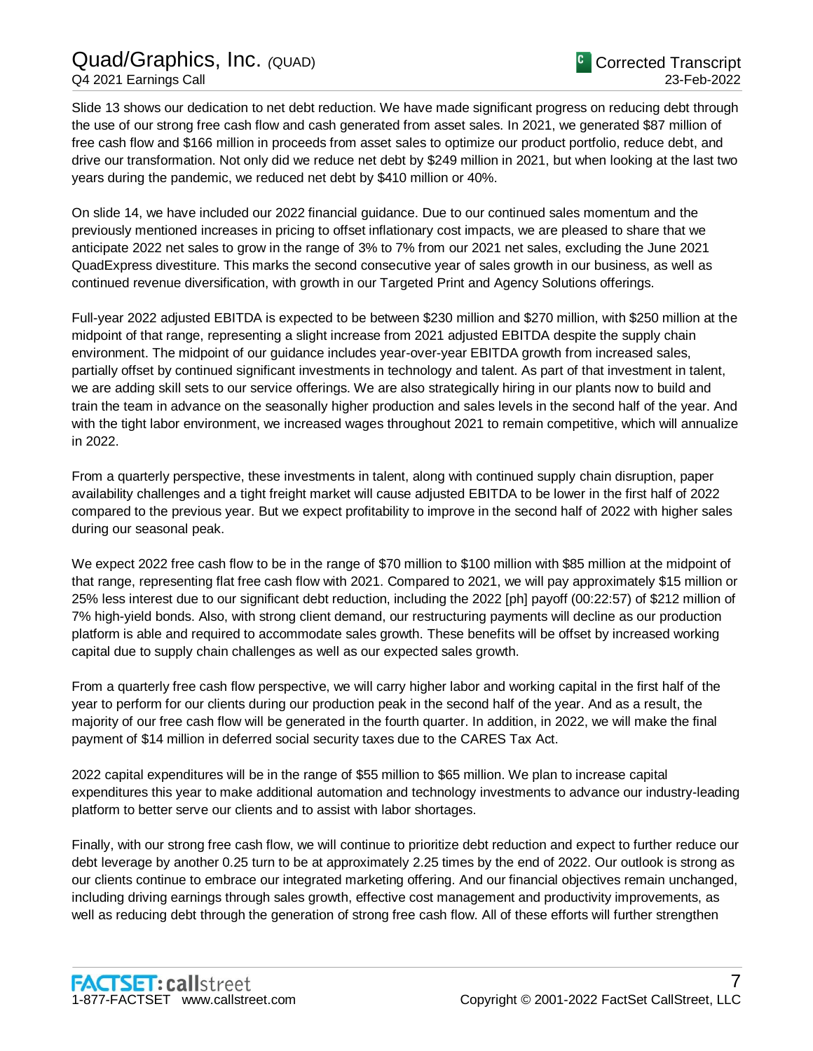Slide 13 shows our dedication to net debt reduction. We have made significant progress on reducing debt through the use of our strong free cash flow and cash generated from asset sales. In 2021, we generated $87 million of free cash flow and $166 million in proceeds from asset sales to optimize our product portfolio, reduce debt, and drive our transformation. Not only did we reduce net debt by $249 million in 2021, but when looking at the last two years during the pandemic, we reduced net debt by $410 million or 40%.

On slide 14, we have included our 2022 financial guidance. Due to our continued sales momentum and the previously mentioned increases in pricing to offset inflationary cost impacts, we are pleased to share that we anticipate 2022 net sales to grow in the range of 3% to 7% from our 2021 net sales, excluding the June 2021 QuadExpress divestiture. This marks the second consecutive year of sales growth in our business, as well as continued revenue diversification, with growth in our Targeted Print and Agency Solutions offerings.

Full-year 2022 adjusted EBITDA is expected to be between $230 million and $270 million, with $250 million at the midpoint of that range, representing a slight increase from 2021 adjusted EBITDA despite the supply chain environment. The midpoint of our guidance includes year-over-year EBITDA growth from increased sales, partially offset by continued significant investments in technology and talent. As part of that investment in talent, we are adding skill sets to our service offerings. We are also strategically hiring in our plants now to build and train the team in advance on the seasonally higher production and sales levels in the second half of the year. And with the tight labor environment, we increased wages throughout 2021 to remain competitive, which will annualize in 2022.

From a quarterly perspective, these investments in talent, along with continued supply chain disruption, paper availability challenges and a tight freight market will cause adjusted EBITDA to be lower in the first half of 2022 compared to the previous year. But we expect profitability to improve in the second half of 2022 with higher sales during our seasonal peak.

We expect 2022 free cash flow to be in the range of $70 million to $100 million with $85 million at the midpoint of that range, representing flat free cash flow with 2021. Compared to 2021, we will pay approximately $15 million or 25% less interest due to our significant debt reduction, including the 2022 [ph] payoff (00:22:57) of $212 million of 7% high-yield bonds. Also, with strong client demand, our restructuring payments will decline as our production platform is able and required to accommodate sales growth. These benefits will be offset by increased working capital due to supply chain challenges as well as our expected sales growth.

From a quarterly free cash flow perspective, we will carry higher labor and working capital in the first half of the year to perform for our clients during our production peak in the second half of the year. And as a result, the majority of our free cash flow will be generated in the fourth quarter. In addition, in 2022, we will make the final payment of $14 million in deferred social security taxes due to the CARES Tax Act.

2022 capital expenditures will be in the range of $55 million to $65 million. We plan to increase capital expenditures this year to make additional automation and technology investments to advance our industry-leading platform to better serve our clients and to assist with labor shortages.

Finally, with our strong free cash flow, we will continue to prioritize debt reduction and expect to further reduce our debt leverage by another 0.25 turn to be at approximately 2.25 times by the end of 2022. Our outlook is strong as our clients continue to embrace our integrated marketing offering. And our financial objectives remain unchanged, including driving earnings through sales growth, effective cost management and productivity improvements, as well as reducing debt through the generation of strong free cash flow. All of these efforts will further strengthen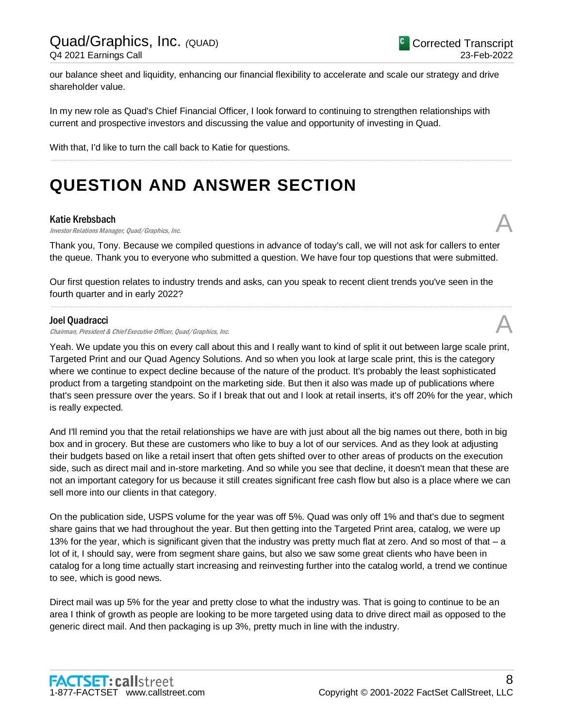our balance sheet and liquidity, enhancing our financial flexibility to accelerate and scale our strategy and drive shareholder value.

In my new role as Quad's Chief Financial Officer, I look forward to continuing to strengthen relationships with current and prospective investors and discussing the value and opportunity of investing in Quad.

With that, I'd like to turn the call back to Katie for questions.

# QUESTION AND ANSWER SECTION

**Katie Krebsbach**
*Investor Relations Manager, Quad/Graphics, Inc.*

A

Thank you, Tony. Because we compiled questions in advance of today's call, we will not ask for callers to enter the queue. Thank you to everyone who submitted a question. We have four top questions that were submitted.

Our first question relates to industry trends and asks, can you speak to recent client trends you've seen in the fourth quarter and in early 2022?

**Joel Quadracci**
*Chairman, President & Chief Executive Officer, Quad/Graphics, Inc.*

A

Yeah. We update you this on every call about this and I really want to kind of split it out between large scale print, Targeted Print and our Quad Agency Solutions. And so when you look at large scale print, this is the category where we continue to expect decline because of the nature of the product. It's probably the least sophisticated product from a targeting standpoint on the marketing side. But then it also was made up of publications where that's seen pressure over the years. So if I break that out and I look at retail inserts, it's off 20% for the year, which is really expected.

And I'll remind you that the retail relationships we have are with just about all the big names out there, both in big box and in grocery. But these are customers who like to buy a lot of our services. And as they look at adjusting their budgets based on like a retail insert that often gets shifted over to other areas of products on the execution side, such as direct mail and in-store marketing. And so while you see that decline, it doesn't mean that these are not an important category for us because it still creates significant free cash flow but also is a place where we can sell more into our clients in that category.

On the publication side, USPS volume for the year was off 5%. Quad was only off 1% and that's due to segment share gains that we had throughout the year. But then getting into the Targeted Print area, catalog, we were up 13% for the year, which is significant given that the industry was pretty much flat at zero. And so most of that – a lot of it, I should say, were from segment share gains, but also we saw some great clients who have been in catalog for a long time actually start increasing and reinvesting further into the catalog world, a trend we continue to see, which is good news.

Direct mail was up 5% for the year and pretty close to what the industry was. That is going to continue to be an area I think of growth as people are looking to be more targeted using data to drive direct mail as opposed to the generic direct mail. And then packaging is up 3%, pretty much in line with the industry.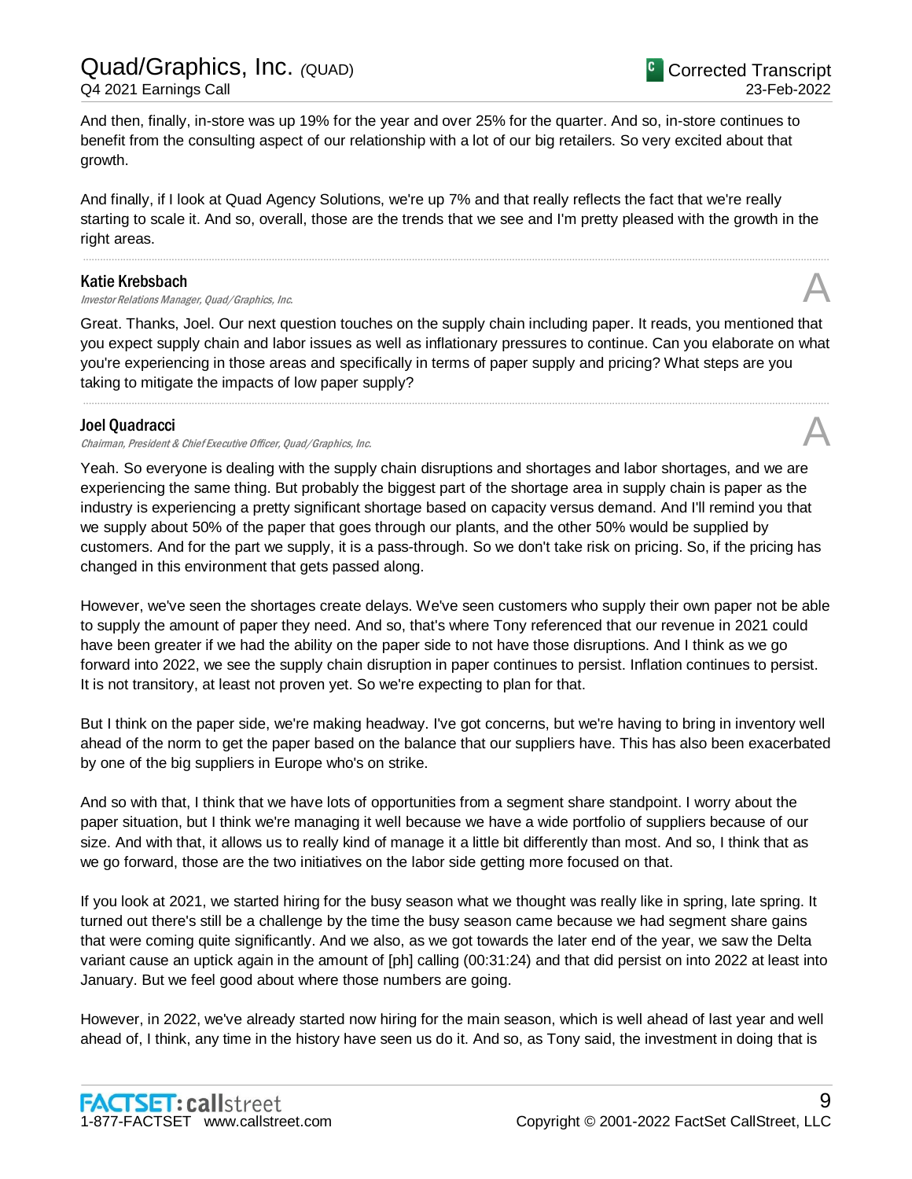And then, finally, in-store was up 19% for the year and over 25% for the quarter. And so, in-store continues to benefit from the consulting aspect of our relationship with a lot of our big retailers. So very excited about that growth.

And finally, if I look at Quad Agency Solutions, we're up 7% and that really reflects the fact that we're really starting to scale it. And so, overall, those are the trends that we see and I'm pretty pleased with the growth in the right areas.

---

**Katie Krebsbach**
*Investor Relations Manager, Quad/Graphics, Inc.* **A**

Great. Thanks, Joel. Our next question touches on the supply chain including paper. It reads, you mentioned that you expect supply chain and labor issues as well as inflationary pressures to continue. Can you elaborate on what you're experiencing in those areas and specifically in terms of paper supply and pricing? What steps are you taking to mitigate the impacts of low paper supply?

---

**Joel Quadracci**
*Chairman, President & Chief Executive Officer, Quad/Graphics, Inc.* **A**

Yeah. So everyone is dealing with the supply chain disruptions and shortages and labor shortages, and we are experiencing the same thing. But probably the biggest part of the shortage area in supply chain is paper as the industry is experiencing a pretty significant shortage based on capacity versus demand. And I'll remind you that we supply about 50% of the paper that goes through our plants, and the other 50% would be supplied by customers. And for the part we supply, it is a pass-through. So we don't take risk on pricing. So, if the pricing has changed in this environment that gets passed along.

However, we've seen the shortages create delays. We've seen customers who supply their own paper not be able to supply the amount of paper they need. And so, that's where Tony referenced that our revenue in 2021 could have been greater if we had the ability on the paper side to not have those disruptions. And I think as we go forward into 2022, we see the supply chain disruption in paper continues to persist. Inflation continues to persist. It is not transitory, at least not proven yet. So we're expecting to plan for that.

But I think on the paper side, we're making headway. I've got concerns, but we're having to bring in inventory well ahead of the norm to get the paper based on the balance that our suppliers have. This has also been exacerbated by one of the big suppliers in Europe who's on strike.

And so with that, I think that we have lots of opportunities from a segment share standpoint. I worry about the paper situation, but I think we're managing it well because we have a wide portfolio of suppliers because of our size. And with that, it allows us to really kind of manage it a little bit differently than most. And so, I think that as we go forward, those are the two initiatives on the labor side getting more focused on that.

If you look at 2021, we started hiring for the busy season what we thought was really like in spring, late spring. It turned out there's still be a challenge by the time the busy season came because we had segment share gains that were coming quite significantly. And we also, as we got towards the later end of the year, we saw the Delta variant cause an uptick again in the amount of [ph] calling (00:31:24) and that did persist on into 2022 at least into January. But we feel good about where those numbers are going.

However, in 2022, we've already started now hiring for the main season, which is well ahead of last year and well ahead of, I think, any time in the history have seen us do it. And so, as Tony said, the investment in doing that is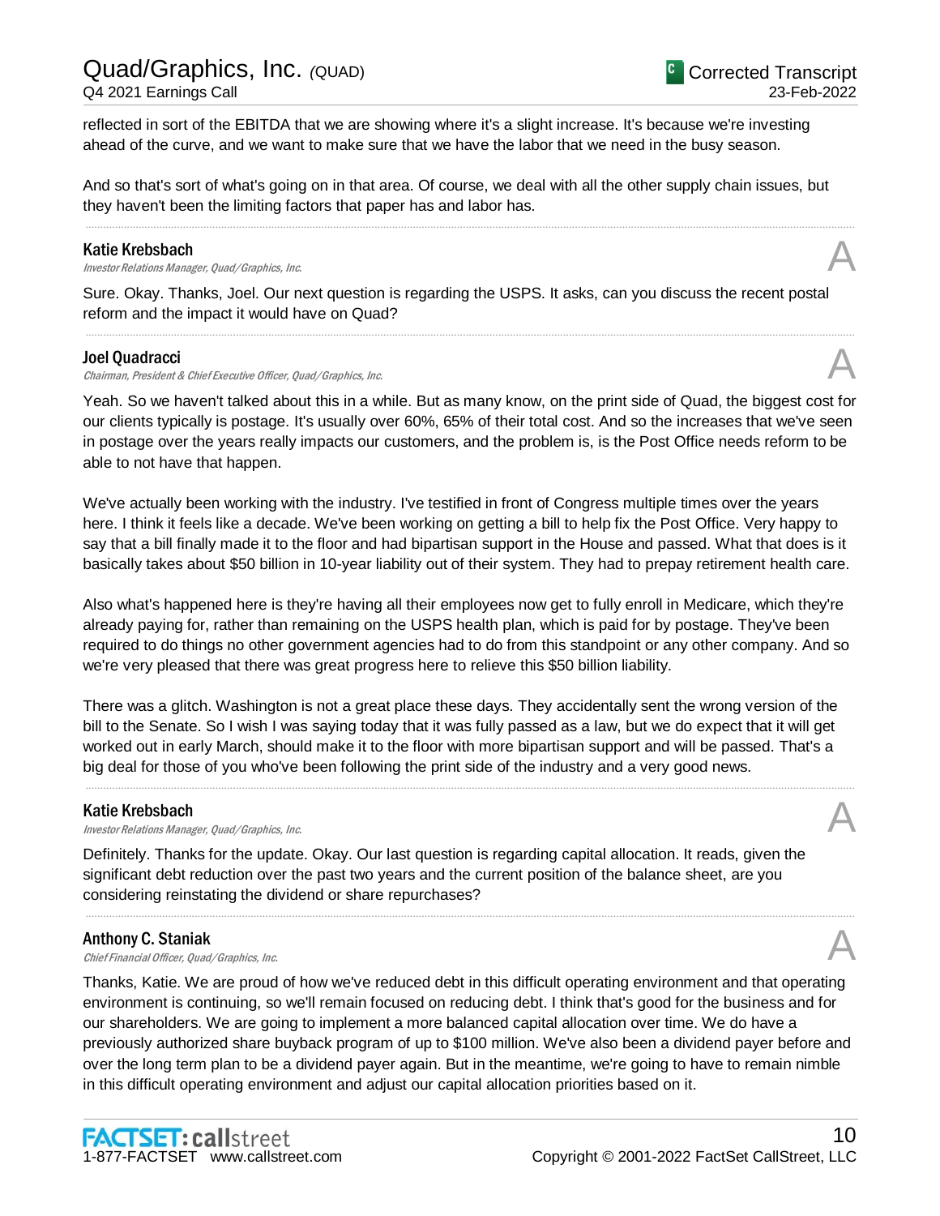reflected in sort of the EBITDA that we are showing where it's a slight increase. It's because we're investing ahead of the curve, and we want to make sure that we have the labor that we need in the busy season.

And so that's sort of what's going on in that area. Of course, we deal with all the other supply chain issues, but they haven't been the limiting factors that paper has and labor has.

---

**Katie Krebsbach**
*Investor Relations Manager, Quad/Graphics, Inc.*

A

Sure. Okay. Thanks, Joel. Our next question is regarding the USPS. It asks, can you discuss the recent postal reform and the impact it would have on Quad?

---

**Joel Quadracci**
*Chairman, President & Chief Executive Officer, Quad/Graphics, Inc.*

A

Yeah. So we haven't talked about this in a while. But as many know, on the print side of Quad, the biggest cost for our clients typically is postage. It's usually over 60%, 65% of their total cost. And so the increases that we've seen in postage over the years really impacts our customers, and the problem is, is the Post Office needs reform to be able to not have that happen.

We've actually been working with the industry. I've testified in front of Congress multiple times over the years here. I think it feels like a decade. We've been working on getting a bill to help fix the Post Office. Very happy to say that a bill finally made it to the floor and had bipartisan support in the House and passed. What that does is it basically takes about $50 billion in 10-year liability out of their system. They had to prepay retirement health care.

Also what's happened here is they're having all their employees now get to fully enroll in Medicare, which they're already paying for, rather than remaining on the USPS health plan, which is paid for by postage. They've been required to do things no other government agencies had to do from this standpoint or any other company. And so we're very pleased that there was great progress here to relieve this $50 billion liability.

There was a glitch. Washington is not a great place these days. They accidentally sent the wrong version of the bill to the Senate. So I wish I was saying today that it was fully passed as a law, but we do expect that it will get worked out in early March, should make it to the floor with more bipartisan support and will be passed. That's a big deal for those of you who've been following the print side of the industry and a very good news.

---

**Katie Krebsbach**
*Investor Relations Manager, Quad/Graphics, Inc.*

A

Definitely. Thanks for the update. Okay. Our last question is regarding capital allocation. It reads, given the significant debt reduction over the past two years and the current position of the balance sheet, are you considering reinstating the dividend or share repurchases?

---

**Anthony C. Staniak**
*Chief Financial Officer, Quad/Graphics, Inc.*

A

Thanks, Katie. We are proud of how we've reduced debt in this difficult operating environment and that operating environment is continuing, so we'll remain focused on reducing debt. I think that's good for the business and for our shareholders. We are going to implement a more balanced capital allocation over time. We do have a previously authorized share buyback program of up to $100 million. We've also been a dividend payer before and over the long term plan to be a dividend payer again. But in the meantime, we're going to have to remain nimble in this difficult operating environment and adjust our capital allocation priorities based on it.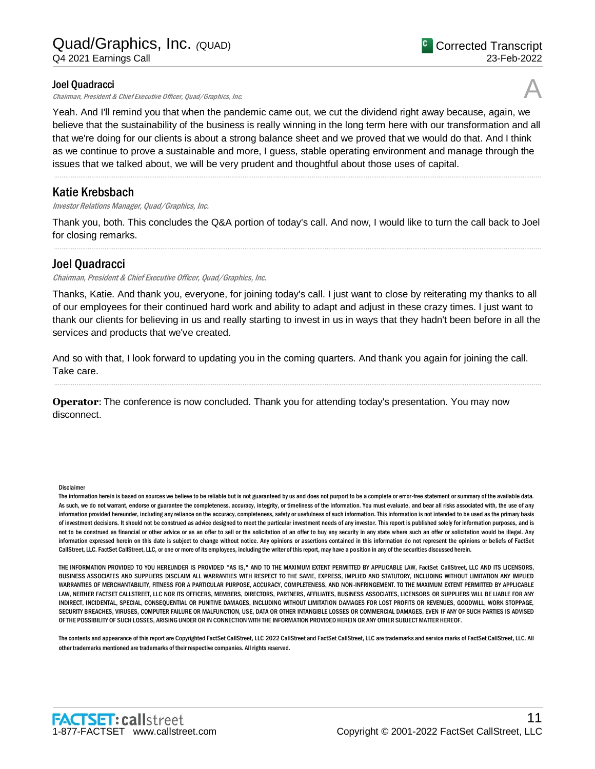**Joel Quadracci**

*Chairman, President & Chief Executive Officer, Quad/Graphics, Inc.*

A

Yeah. And I'll remind you that when the pandemic came out, we cut the dividend right away because, again, we believe that the sustainability of the business is really winning in the long term here with our transformation and all that we're doing for our clients is about a strong balance sheet and we proved that we would do that. And I think as we continue to prove a sustainable and more, I guess, stable operating environment and manage through the issues that we talked about, we will be very prudent and thoughtful about those uses of capital.

## Katie Krebsbach

*Investor Relations Manager, Quad/Graphics, Inc.*

Thank you, both. This concludes the Q&A portion of today's call. And now, I would like to turn the call back to Joel for closing remarks.

## Joel Quadracci

*Chairman, President & Chief Executive Officer, Quad/Graphics, Inc.*

Thanks, Katie. And thank you, everyone, for joining today's call. I just want to close by reiterating my thanks to all of our employees for their continued hard work and ability to adapt and adjust in these crazy times. I just want to thank our clients for believing in us and really starting to invest in us in ways that they hadn't been before in all the services and products that we've created.

And so with that, I look forward to updating you in the coming quarters. And thank you again for joining the call. Take care.

**Operator**: The conference is now concluded. Thank you for attending today's presentation. You may now disconnect.

Disclaimer

The information herein is based on sources we believe to be reliable but is not guaranteed by us and does not purport to be a complete or error-free statement or summary of the available data. As such, we do not warrant, endorse or guarantee the completeness, accuracy, integrity, or timeliness of the information. You must evaluate, and bear all risks associated with, the use of any information provided hereunder, including any reliance on the accuracy, completeness, safety or usefulness of such information. This information is not intended to be used as the primary basis of investment decisions. It should not be construed as advice designed to meet the particular investment needs of any investor. This report is published solely for information purposes, and is not to be construed as financial or other advice or as an offer to sell or the solicitation of an offer to buy any security in any state where such an offer or solicitation would be illegal. Any information expressed herein on this date is subject to change without notice. Any opinions or assertions contained in this information do not represent the opinions or beliefs of FactSet CallStreet, LLC. FactSet CallStreet, LLC, or one or more of its employees, including the writer of this report, may have a position in any of the securities discussed herein.

THE INFORMATION PROVIDED TO YOU HEREUNDER IS PROVIDED "AS IS," AND TO THE MAXIMUM EXTENT PERMITTED BY APPLICABLE LAW, FactSet CallStreet, LLC AND ITS LICENSORS, BUSINESS ASSOCIATES AND SUPPLIERS DISCLAIM ALL WARRANTIES WITH RESPECT TO THE SAME, EXPRESS, IMPLIED AND STATUTORY, INCLUDING WITHOUT LIMITATION ANY IMPLIED WARRANTIES OF MERCHANTABILITY, FITNESS FOR A PARTICULAR PURPOSE, ACCURACY, COMPLETENESS, AND NON-INFRINGEMENT. TO THE MAXIMUM EXTENT PERMITTED BY APPLICABLE LAW, NEITHER FACTSET CALLSTREET, LLC NOR ITS OFFICERS, MEMBERS, DIRECTORS, PARTNERS, AFFILIATES, BUSINESS ASSOCIATES, LICENSORS OR SUPPLIERS WILL BE LIABLE FOR ANY INDIRECT, INCIDENTAL, SPECIAL, CONSEQUENTIAL OR PUNITIVE DAMAGES, INCLUDING WITHOUT LIMITATION DAMAGES FOR LOST PROFITS OR REVENUES, GOODWILL, WORK STOPPAGE, SECURITY BREACHES, VIRUSES, COMPUTER FAILURE OR MALFUNCTION, USE, DATA OR OTHER INTANGIBLE LOSSES OR COMMERCIAL DAMAGES, EVEN IF ANY OF SUCH PARTIES IS ADVISED OF THE POSSIBILITY OF SUCH LOSSES, ARISING UNDER OR IN CONNECTION WITH THE INFORMATION PROVIDED HEREIN OR ANY OTHER SUBJECT MATTER HEREOF.

The contents and appearance of this report are Copyrighted FactSet CallStreet, LLC 2022 CallStreet and FactSet CallStreet, LLC are trademarks and service marks of FactSet CallStreet, LLC. All other trademarks mentioned are trademarks of their respective companies. All rights reserved.